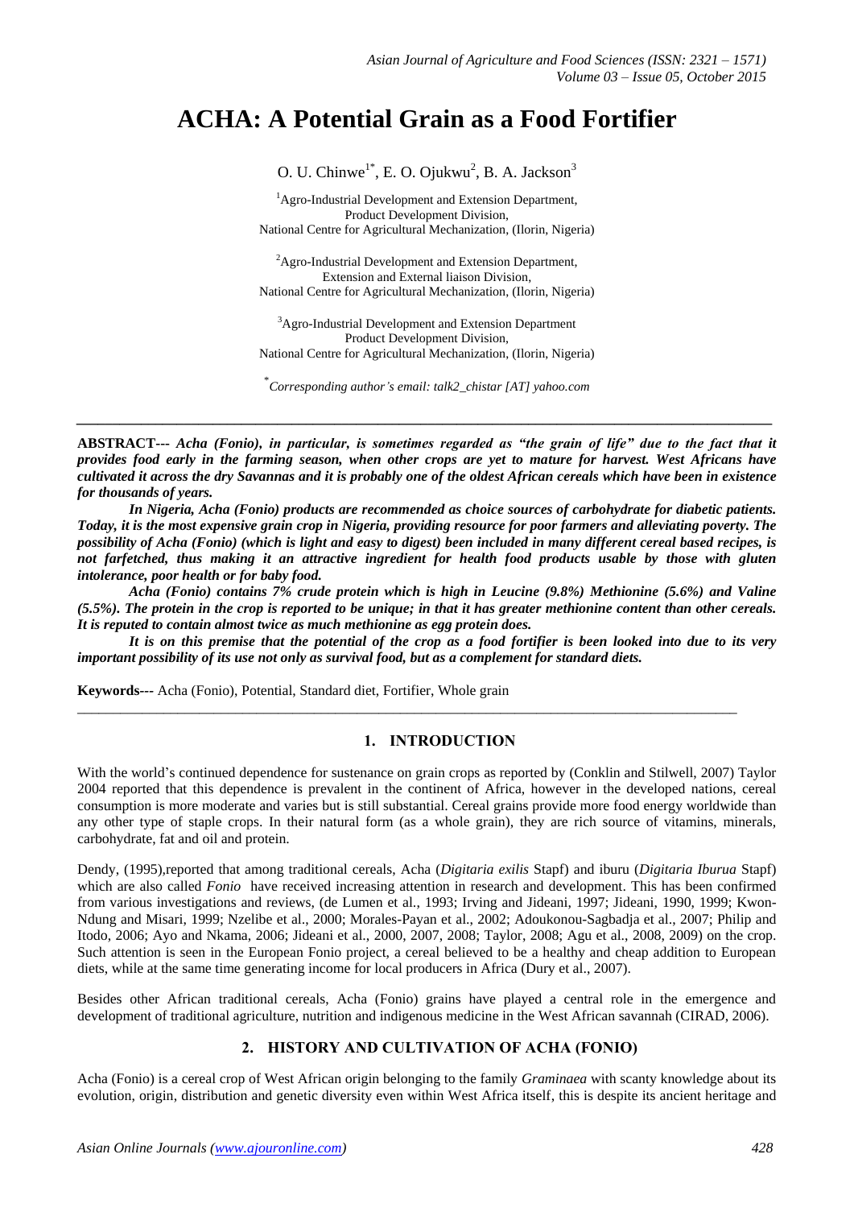# ACHA: A Potential Grain as a Food Fortifier

O. U. Chinwe[1*], E. O. Ojukwu[2], B. A. Jackson[3]

[1]Agro-Industrial Development and Extension Department,
Product Development Division,
National Centre for Agricultural Mechanization, (Ilorin, Nigeria)

[2]Agro-Industrial Development and Extension Department,
Extension and External liaison Division,
National Centre for Agricultural Mechanization, (Ilorin, Nigeria)

[3]Agro-Industrial Development and Extension Department
Product Development Division,
National Centre for Agricultural Mechanization, (Ilorin, Nigeria)

[*]*Corresponding author's email: talk2_chistar [AT] yahoo.com*

---

**ABSTRACT---** ***Acha (Fonio), in particular, is sometimes regarded as "the grain of life" due to the fact that it provides food early in the farming season, when other crops are yet to mature for harvest. West Africans have cultivated it across the dry Savannas and it is probably one of the oldest African cereals which have been in existence for thousands of years.***

***In Nigeria, Acha (Fonio) products are recommended as choice sources of carbohydrate for diabetic patients. Today, it is the most expensive grain crop in Nigeria, providing resource for poor farmers and alleviating poverty. The possibility of Acha (Fonio) (which is light and easy to digest) been included in many different cereal based recipes, is not farfetched, thus making it an attractive ingredient for health food products usable by those with gluten intolerance, poor health or for baby food.***

***Acha (Fonio) contains 7% crude protein which is high in Leucine (9.8%) Methionine (5.6%) and Valine (5.5%). The protein in the crop is reported to be unique; in that it has greater methionine content than other cereals. It is reputed to contain almost twice as much methionine as egg protein does.***

***It is on this premise that the potential of the crop as a food fortifier is been looked into due to its very important possibility of its use not only as survival food, but as a complement for standard diets.***

**Keywords---** Acha (Fonio), Potential, Standard diet, Fortifier, Whole grain

---

## 1. INTRODUCTION

With the world's continued dependence for sustenance on grain crops as reported by (Conklin and Stilwell, 2007) Taylor 2004 reported that this dependence is prevalent in the continent of Africa, however in the developed nations, cereal consumption is more moderate and varies but is still substantial. Cereal grains provide more food energy worldwide than any other type of staple crops. In their natural form (as a whole grain), they are rich source of vitamins, minerals, carbohydrate, fat and oil and protein.

Dendy, (1995),reported that among traditional cereals, Acha (*Digitaria exilis* Stapf) and iburu (*Digitaria Iburua* Stapf) which are also called *Fonio* have received increasing attention in research and development. This has been confirmed from various investigations and reviews, (de Lumen et al., 1993; Irving and Jideani, 1997; Jideani, 1990, 1999; Kwon-Ndung and Misari, 1999; Nzelibe et al., 2000; Morales-Payan et al., 2002; Adoukonou-Sagbadja et al., 2007; Philip and Itodo, 2006; Ayo and Nkama, 2006; Jideani et al., 2000, 2007, 2008; Taylor, 2008; Agu et al., 2008, 2009) on the crop. Such attention is seen in the European Fonio project, a cereal believed to be a healthy and cheap addition to European diets, while at the same time generating income for local producers in Africa (Dury et al., 2007).

Besides other African traditional cereals, Acha (Fonio) grains have played a central role in the emergence and development of traditional agriculture, nutrition and indigenous medicine in the West African savannah (CIRAD, 2006).

## 2. HISTORY AND CULTIVATION OF ACHA (FONIO)

Acha (Fonio) is a cereal crop of West African origin belonging to the family *Graminaea* with scanty knowledge about its evolution, origin, distribution and genetic diversity even within West Africa itself, this is despite its ancient heritage and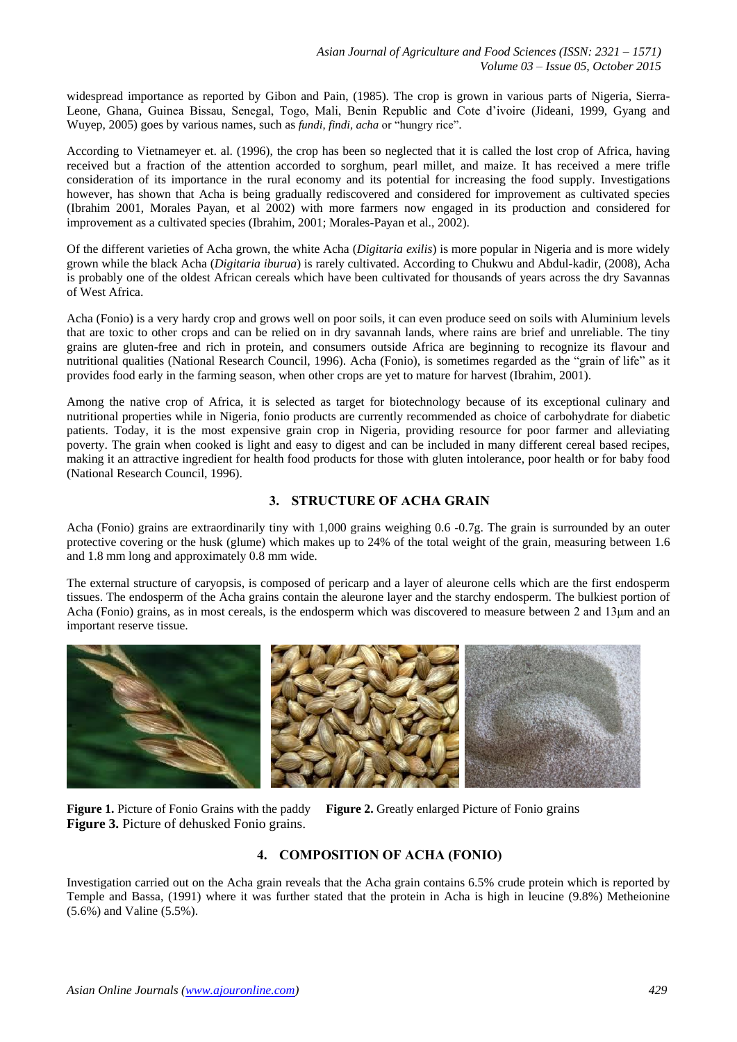widespread importance as reported by Gibon and Pain, (1985). The crop is grown in various parts of Nigeria, Sierra-Leone, Ghana, Guinea Bissau, Senegal, Togo, Mali, Benin Republic and Cote d'ivoire (Jideani, 1999, Gyang and Wuyep, 2005) goes by various names, such as *fundi, findi, acha* or "hungry rice".

According to Vietnameyer et. al. (1996), the crop has been so neglected that it is called the lost crop of Africa, having received but a fraction of the attention accorded to sorghum, pearl millet, and maize. It has received a mere trifle consideration of its importance in the rural economy and its potential for increasing the food supply. Investigations however, has shown that Acha is being gradually rediscovered and considered for improvement as cultivated species (Ibrahim 2001, Morales Payan, et al 2002) with more farmers now engaged in its production and considered for improvement as a cultivated species (Ibrahim, 2001; Morales-Payan et al., 2002).

Of the different varieties of Acha grown, the white Acha (*Digitaria exilis*) is more popular in Nigeria and is more widely grown while the black Acha (*Digitaria iburua*) is rarely cultivated. According to Chukwu and Abdul-kadir, (2008), Acha is probably one of the oldest African cereals which have been cultivated for thousands of years across the dry Savannas of West Africa.

Acha (Fonio) is a very hardy crop and grows well on poor soils, it can even produce seed on soils with Aluminium levels that are toxic to other crops and can be relied on in dry savannah lands, where rains are brief and unreliable. The tiny grains are gluten-free and rich in protein, and consumers outside Africa are beginning to recognize its flavour and nutritional qualities (National Research Council, 1996). Acha (Fonio), is sometimes regarded as the "grain of life" as it provides food early in the farming season, when other crops are yet to mature for harvest (Ibrahim, 2001).

Among the native crop of Africa, it is selected as target for biotechnology because of its exceptional culinary and nutritional properties while in Nigeria, fonio products are currently recommended as choice of carbohydrate for diabetic patients. Today, it is the most expensive grain crop in Nigeria, providing resource for poor farmer and alleviating poverty. The grain when cooked is light and easy to digest and can be included in many different cereal based recipes, making it an attractive ingredient for health food products for those with gluten intolerance, poor health or for baby food (National Research Council, 1996).

## 3. STRUCTURE OF ACHA GRAIN

Acha (Fonio) grains are extraordinarily tiny with 1,000 grains weighing 0.6 -0.7g. The grain is surrounded by an outer protective covering or the husk (glume) which makes up to 24% of the total weight of the grain, measuring between 1.6 and 1.8 mm long and approximately 0.8 mm wide.

The external structure of caryopsis, is composed of pericarp and a layer of aleurone cells which are the first endosperm tissues. The endosperm of the Acha grains contain the aleurone layer and the starchy endosperm. The bulkiest portion of Acha (Fonio) grains, as in most cereals, is the endosperm which was discovered to measure between 2 and 13μm and an important reserve tissue.

**Figure 1.** Picture of Fonio Grains with the paddy **Figure 2.** Greatly enlarged Picture of Fonio grains **Figure 3.** Picture of dehusked Fonio grains.

## 4. COMPOSITION OF ACHA (FONIO)

Investigation carried out on the Acha grain reveals that the Acha grain contains 6.5% crude protein which is reported by Temple and Bassa, (1991) where it was further stated that the protein in Acha is high in leucine (9.8%) Metheionine (5.6%) and Valine (5.5%).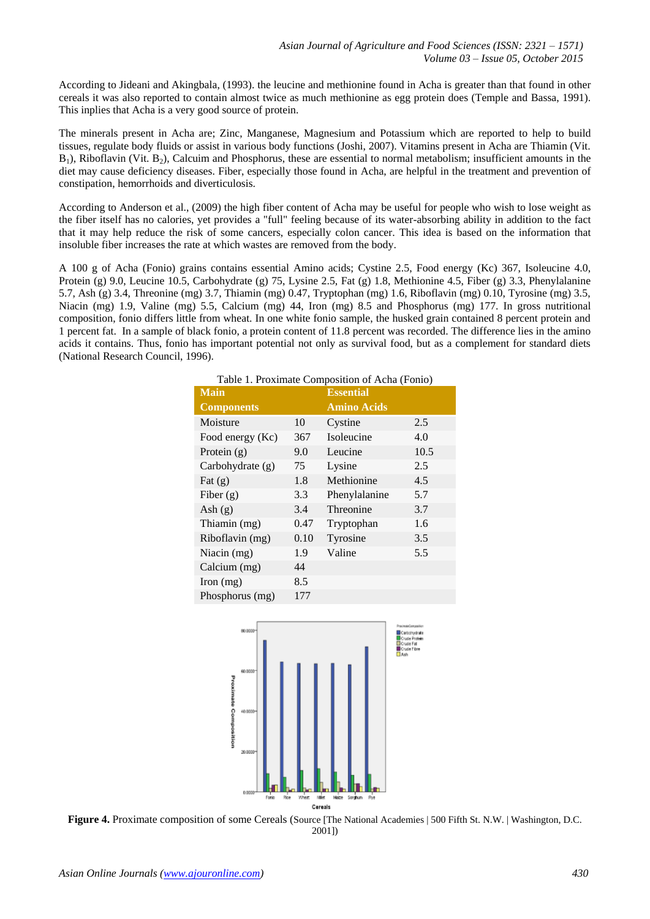According to Jideani and Akingbala, (1993). the leucine and methionine found in Acha is greater than that found in other cereals it was also reported to contain almost twice as much methionine as egg protein does (Temple and Bassa, 1991). This inplies that Acha is a very good source of protein.

The minerals present in Acha are; Zinc, Manganese, Magnesium and Potassium which are reported to help to build tissues, regulate body fluids or assist in various body functions (Joshi, 2007). Vitamins present in Acha are Thiamin (Vit. $B_1$), Riboflavin (Vit. $B_2$), Calcuim and Phosphorus, these are essential to normal metabolism; insufficient amounts in the diet may cause deficiency diseases. Fiber, especially those found in Acha, are helpful in the treatment and prevention of constipation, hemorrhoids and diverticulosis.

According to Anderson et al., (2009) the high fiber content of Acha may be useful for people who wish to lose weight as the fiber itself has no calories, yet provides a "full" feeling because of its water-absorbing ability in addition to the fact that it may help reduce the risk of some cancers, especially colon cancer. This idea is based on the information that insoluble fiber increases the rate at which wastes are removed from the body.

A 100 g of Acha (Fonio) grains contains essential Amino acids; Cystine 2.5, Food energy (Kc) 367, Isoleucine 4.0, Protein (g) 9.0, Leucine 10.5, Carbohydrate (g) 75, Lysine 2.5, Fat (g) 1.8, Methionine 4.5, Fiber (g) 3.3, Phenylalanine 5.7, Ash (g) 3.4, Threonine (mg) 3.7, Thiamin (mg) 0.47, Tryptophan (mg) 1.6, Riboflavin (mg) 0.10, Tyrosine (mg) 3.5, Niacin (mg) 1.9, Valine (mg) 5.5, Calcium (mg) 44, Iron (mg) 8.5 and Phosphorus (mg) 177. In gross nutritional composition, fonio differs little from wheat. In one white fonio sample, the husked grain contained 8 percent protein and 1 percent fat. In a sample of black fonio, a protein content of 11.8 percent was recorded. The difference lies in the amino acids it contains. Thus, fonio has important potential not only as survival food, but as a complement for standard diets (National Research Council, 1996).

Table 1. Proximate Composition of Acha (Fonio)

| Main Components | | Essential Amino Acids | |
|---|---|---|---|
| Moisture | 10 | Cystine | 2.5 |
| Food energy (Kc) | 367 | Isoleucine | 4.0 |
| Protein (g) | 9.0 | Leucine | 10.5 |
| Carbohydrate (g) | 75 | Lysine | 2.5 |
| Fat (g) | 1.8 | Methionine | 4.5 |
| Fiber (g) | 3.3 | Phenylalanine | 5.7 |
| Ash (g) | 3.4 | Threonine | 3.7 |
| Thiamin (mg) | 0.47 | Tryptophan | 1.6 |
| Riboflavin (mg) | 0.10 | Tyrosine | 3.5 |
| Niacin (mg) | 1.9 | Valine | 5.5 |
| Calcium (mg) | 44 | | |
| Iron (mg) | 8.5 | | |
| Phosphorus (mg) | 177 | | |

**Figure 4.** Proximate composition of some Cereals (Source [The National Academies | 500 Fifth St. N.W. | Washington, D.C. 2001])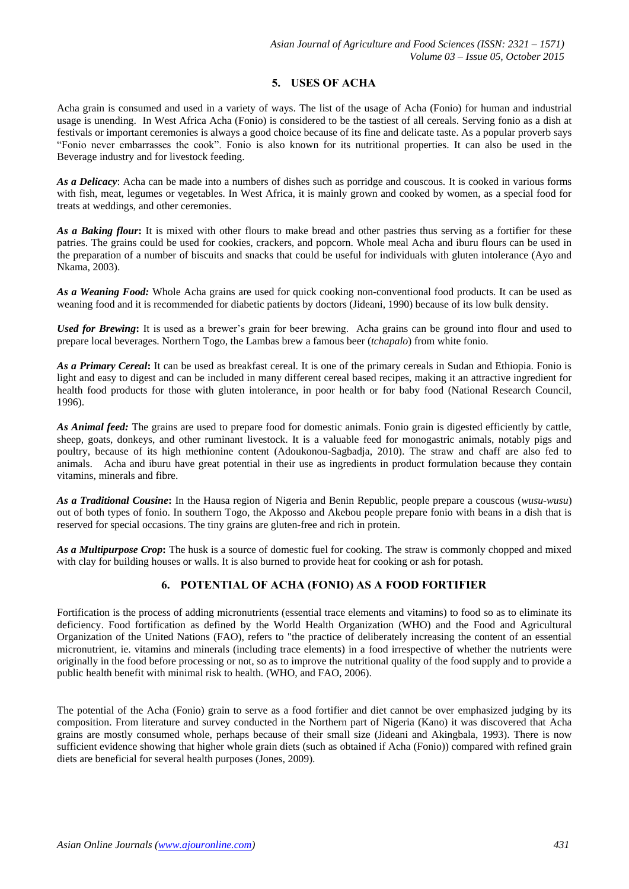## 5. USES OF ACHA

Acha grain is consumed and used in a variety of ways. The list of the usage of Acha (Fonio) for human and industrial usage is unending. In West Africa Acha (Fonio) is considered to be the tastiest of all cereals. Serving fonio as a dish at festivals or important ceremonies is always a good choice because of its fine and delicate taste. As a popular proverb says "Fonio never embarrasses the cook". Fonio is also known for its nutritional properties. It can also be used in the Beverage industry and for livestock feeding.

***As a Delicacy***: Acha can be made into a numbers of dishes such as porridge and couscous. It is cooked in various forms with fish, meat, legumes or vegetables. In West Africa, it is mainly grown and cooked by women, as a special food for treats at weddings, and other ceremonies.

***As a Baking flour*****:** It is mixed with other flours to make bread and other pastries thus serving as a fortifier for these patries. The grains could be used for cookies, crackers, and popcorn. Whole meal Acha and iburu flours can be used in the preparation of a number of biscuits and snacks that could be useful for individuals with gluten intolerance (Ayo and Nkama, 2003).

***As a Weaning Food:*** Whole Acha grains are used for quick cooking non-conventional food products. It can be used as weaning food and it is recommended for diabetic patients by doctors (Jideani, 1990) because of its low bulk density.

***Used for Brewing*****:** It is used as a brewer's grain for beer brewing. Acha grains can be ground into flour and used to prepare local beverages. Northern Togo, the Lambas brew a famous beer (*tchapalo*) from white fonio.

***As a Primary Cereal*****:** It can be used as breakfast cereal. It is one of the primary cereals in Sudan and Ethiopia. Fonio is light and easy to digest and can be included in many different cereal based recipes, making it an attractive ingredient for health food products for those with gluten intolerance, in poor health or for baby food (National Research Council, 1996).

***As Animal feed:*** The grains are used to prepare food for domestic animals. Fonio grain is digested efficiently by cattle, sheep, goats, donkeys, and other ruminant livestock. It is a valuable feed for monogastric animals, notably pigs and poultry, because of its high methionine content (Adoukonou-Sagbadja, 2010). The straw and chaff are also fed to animals. Acha and iburu have great potential in their use as ingredients in product formulation because they contain vitamins, minerals and fibre.

***As a Traditional Cousine*****:** In the Hausa region of Nigeria and Benin Republic, people prepare a couscous (*wusu-wusu*) out of both types of fonio. In southern Togo, the Akposso and Akebou people prepare fonio with beans in a dish that is reserved for special occasions. The tiny grains are gluten-free and rich in protein.

***As a Multipurpose Crop*****:** The husk is a source of domestic fuel for cooking. The straw is commonly chopped and mixed with clay for building houses or walls. It is also burned to provide heat for cooking or ash for potash.

## 6. POTENTIAL OF ACHA (FONIO) AS A FOOD FORTIFIER

Fortification is the process of adding micronutrients (essential trace elements and vitamins) to food so as to eliminate its deficiency. Food fortification as defined by the World Health Organization (WHO) and the Food and Agricultural Organization of the United Nations (FAO), refers to "the practice of deliberately increasing the content of an essential micronutrient, ie. vitamins and minerals (including trace elements) in a food irrespective of whether the nutrients were originally in the food before processing or not, so as to improve the nutritional quality of the food supply and to provide a public health benefit with minimal risk to health. (WHO, and FAO, 2006).

The potential of the Acha (Fonio) grain to serve as a food fortifier and diet cannot be over emphasized judging by its composition. From literature and survey conducted in the Northern part of Nigeria (Kano) it was discovered that Acha grains are mostly consumed whole, perhaps because of their small size (Jideani and Akingbala, 1993). There is now sufficient evidence showing that higher whole grain diets (such as obtained if Acha (Fonio)) compared with refined grain diets are beneficial for several health purposes (Jones, 2009).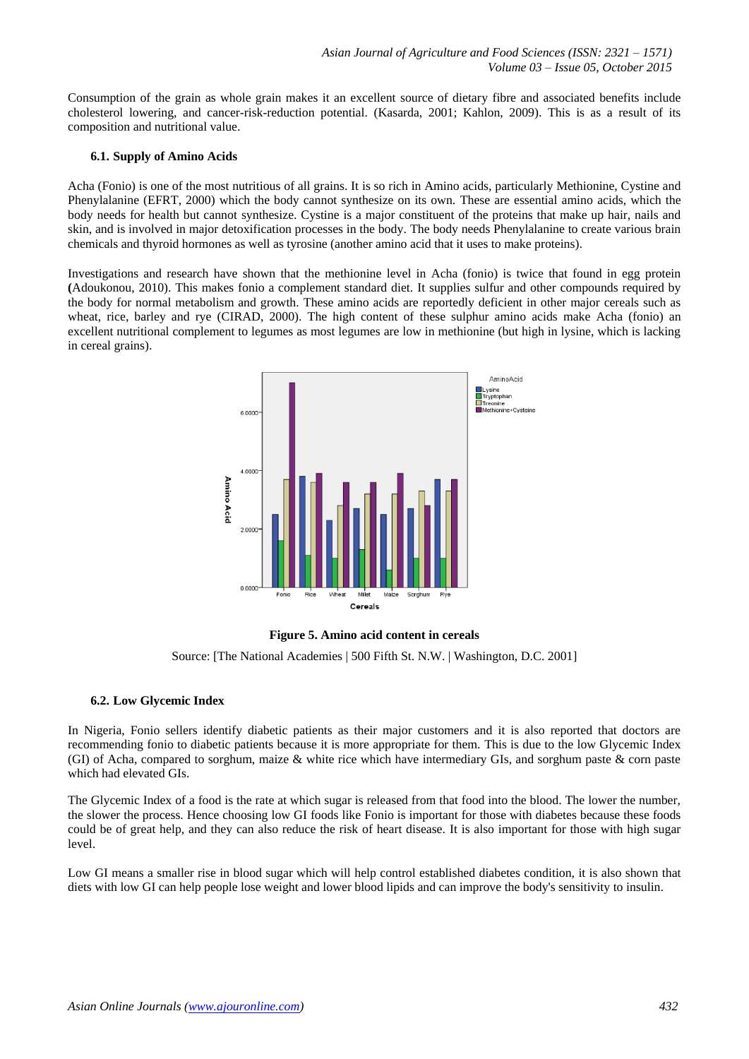Consumption of the grain as whole grain makes it an excellent source of dietary fibre and associated benefits include cholesterol lowering, and cancer-risk-reduction potential. (Kasarda, 2001; Kahlon, 2009). This is as a result of its composition and nutritional value.

### 6.1. Supply of Amino Acids

Acha (Fonio) is one of the most nutritious of all grains. It is so rich in Amino acids, particularly Methionine, Cystine and Phenylalanine (EFRT, 2000) which the body cannot synthesize on its own. These are essential amino acids, which the body needs for health but cannot synthesize. Cystine is a major constituent of the proteins that make up hair, nails and skin, and is involved in major detoxification processes in the body. The body needs Phenylalanine to create various brain chemicals and thyroid hormones as well as tyrosine (another amino acid that it uses to make proteins).

Investigations and research have shown that the methionine level in Acha (fonio) is twice that found in egg protein **(**Adoukonou, 2010). This makes fonio a complement standard diet. It supplies sulfur and other compounds required by the body for normal metabolism and growth. These amino acids are reportedly deficient in other major cereals such as wheat, rice, barley and rye (CIRAD, 2000). The high content of these sulphur amino acids make Acha (fonio) an excellent nutritional complement to legumes as most legumes are low in methionine (but high in lysine, which is lacking in cereal grains).

**Figure 5. Amino acid content in cereals**

Source: [The National Academies | 500 Fifth St. N.W. | Washington, D.C. 2001]

### 6.2. Low Glycemic Index

In Nigeria, Fonio sellers identify diabetic patients as their major customers and it is also reported that doctors are recommending fonio to diabetic patients because it is more appropriate for them. This is due to the low Glycemic Index (GI) of Acha, compared to sorghum, maize & white rice which have intermediary GIs, and sorghum paste & corn paste which had elevated GIs.

The Glycemic Index of a food is the rate at which sugar is released from that food into the blood. The lower the number, the slower the process. Hence choosing low GI foods like Fonio is important for those with diabetes because these foods could be of great help, and they can also reduce the risk of heart disease. It is also important for those with high sugar level.

Low GI means a smaller rise in blood sugar which will help control established diabetes condition, it is also shown that diets with low GI can help people lose weight and lower blood lipids and can improve the body's sensitivity to insulin.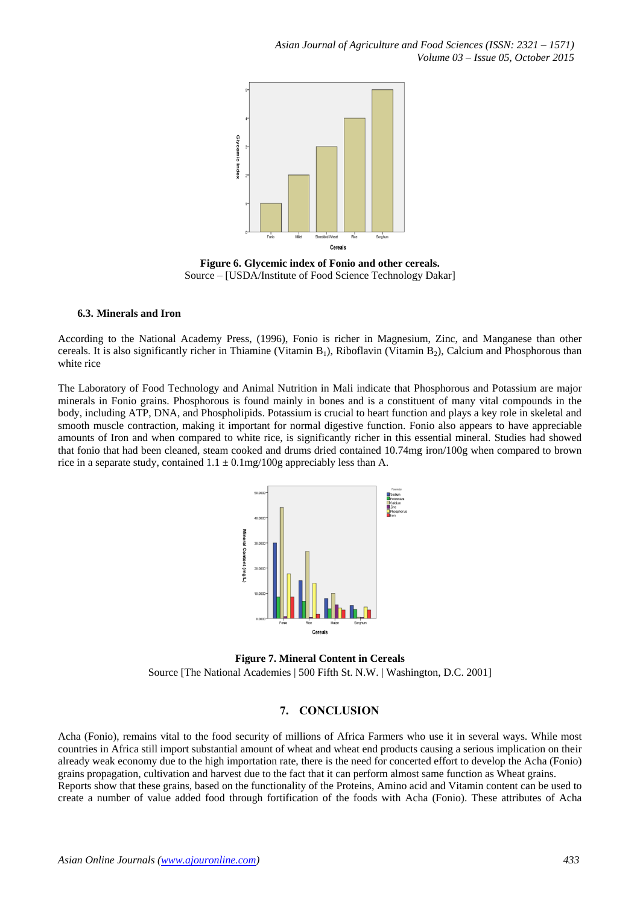**Figure 6. Glycemic index of Fonio and other cereals.**
Source – [USDA/Institute of Food Science Technology Dakar]

### 6.3. Minerals and Iron

According to the National Academy Press, (1996), Fonio is richer in Magnesium, Zinc, and Manganese than other cereals. It is also significantly richer in Thiamine (Vitamin $B_1$), Riboflavin (Vitamin $B_2$), Calcium and Phosphorous than white rice

The Laboratory of Food Technology and Animal Nutrition in Mali indicate that Phosphorous and Potassium are major minerals in Fonio grains. Phosphorous is found mainly in bones and is a constituent of many vital compounds in the body, including ATP, DNA, and Phospholipids. Potassium is crucial to heart function and plays a key role in skeletal and smooth muscle contraction, making it important for normal digestive function. Fonio also appears to have appreciable amounts of Iron and when compared to white rice, is significantly richer in this essential mineral. Studies had showed that fonio that had been cleaned, steam cooked and drums dried contained 10.74mg iron/100g when compared to brown rice in a separate study, contained 1.1 ± 0.1mg/100g appreciably less than A.

**Figure 7. Mineral Content in Cereals**
Source [The National Academies | 500 Fifth St. N.W. | Washington, D.C. 2001]

## 7. CONCLUSION

Acha (Fonio), remains vital to the food security of millions of Africa Farmers who use it in several ways. While most countries in Africa still import substantial amount of wheat and wheat end products causing a serious implication on their already weak economy due to the high importation rate, there is the need for concerted effort to develop the Acha (Fonio) grains propagation, cultivation and harvest due to the fact that it can perform almost same function as Wheat grains.
Reports show that these grains, based on the functionality of the Proteins, Amino acid and Vitamin content can be used to create a number of value added food through fortification of the foods with Acha (Fonio). These attributes of Acha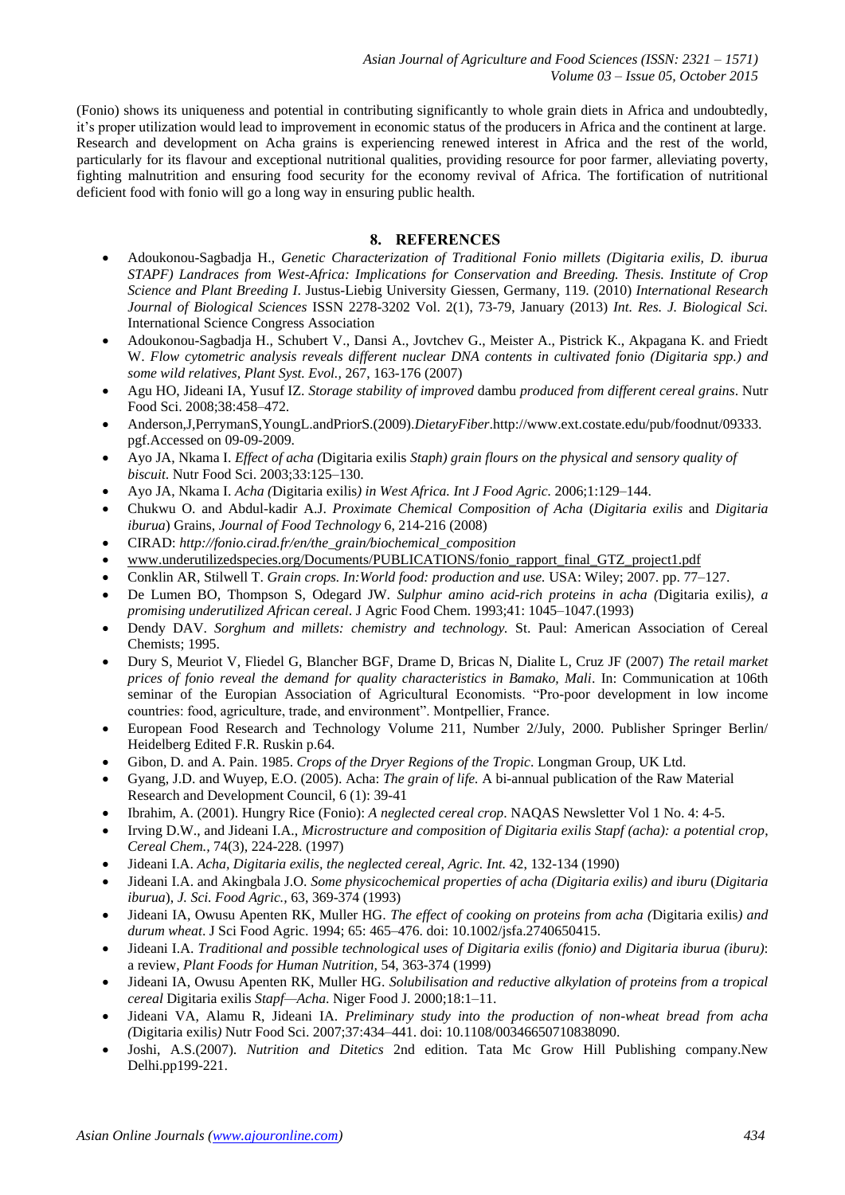(Fonio) shows its uniqueness and potential in contributing significantly to whole grain diets in Africa and undoubtedly, it's proper utilization would lead to improvement in economic status of the producers in Africa and the continent at large. Research and development on Acha grains is experiencing renewed interest in Africa and the rest of the world, particularly for its flavour and exceptional nutritional qualities, providing resource for poor farmer, alleviating poverty, fighting malnutrition and ensuring food security for the economy revival of Africa. The fortification of nutritional deficient food with fonio will go a long way in ensuring public health.

## 8. REFERENCES

- Adoukonou-Sagbadja H., *Genetic Characterization of Traditional Fonio millets (Digitaria exilis, D. iburua STAPF) Landraces from West-Africa: Implications for Conservation and Breeding. Thesis. Institute of Crop Science and Plant Breeding I*. Justus-Liebig University Giessen, Germany, 119. (2010) *International Research Journal of Biological Sciences* ISSN 2278-3202 Vol. 2(1), 73-79, January (2013) *Int. Res. J. Biological Sci.* International Science Congress Association
- Adoukonou-Sagbadja H., Schubert V., Dansi A., Jovtchev G., Meister A., Pistrick K., Akpagana K. and Friedt W. *Flow cytometric analysis reveals different nuclear DNA contents in cultivated fonio (Digitaria spp.) and some wild relatives, Plant Syst. Evol.*, 267, 163-176 (2007)
- Agu HO, Jideani IA, Yusuf IZ. *Storage stability of improved* dambu *produced from different cereal grains*. Nutr Food Sci. 2008;38:458–472.
- Anderson,J,PerrymanS,YoungL.andPriorS.(2009).*DietaryFiber*.http://www.ext.costate.edu/pub/foodnut/09333. pgf.Accessed on 09-09-2009.
- Ayo JA, Nkama I. *Effect of acha (*Digitaria exilis *Staph) grain flours on the physical and sensory quality of biscuit*. Nutr Food Sci. 2003;33:125–130.
- Ayo JA, Nkama I. *Acha (*Digitaria exilis*) in West Africa. Int J Food Agric.* 2006;1:129–144.
- Chukwu O. and Abdul-kadir A.J. *Proximate Chemical Composition of Acha* (*Digitaria exilis* and *Digitaria iburua*) Grains, *Journal of Food Technology* 6, 214-216 (2008)
- CIRAD: *http://fonio.cirad.fr/en/the_grain/biochemical_composition*
- www.underutilizedspecies.org/Documents/PUBLICATIONS/fonio_rapport_final_GTZ_project1.pdf
- Conklin AR, Stilwell T. *Grain crops. In:World food: production and use.* USA: Wiley; 2007. pp. 77–127.
- De Lumen BO, Thompson S, Odegard JW. *Sulphur amino acid-rich proteins in acha (*Digitaria exilis*), a promising underutilized African cereal*. J Agric Food Chem. 1993;41: 1045–1047.(1993)
- Dendy DAV. *Sorghum and millets: chemistry and technology.* St. Paul: American Association of Cereal Chemists; 1995.
- Dury S, Meuriot V, Fliedel G, Blancher BGF, Drame D, Bricas N, Dialite L, Cruz JF (2007) *The retail market prices of fonio reveal the demand for quality characteristics in Bamako, Mali*. In: Communication at 106th seminar of the Europian Association of Agricultural Economists. "Pro-poor development in low income countries: food, agriculture, trade, and environment". Montpellier, France.
- European Food Research and Technology Volume 211, Number 2/July, 2000. Publisher Springer Berlin/ Heidelberg Edited F.R. Ruskin p.64.
- Gibon, D. and A. Pain. 1985. *Crops of the Dryer Regions of the Tropic*. Longman Group, UK Ltd.
- Gyang, J.D. and Wuyep, E.O. (2005). Acha: *The grain of life.* A bi-annual publication of the Raw Material Research and Development Council, 6 (1): 39-41
- Ibrahim, A. (2001). Hungry Rice (Fonio): *A neglected cereal crop*. NAQAS Newsletter Vol 1 No. 4: 4-5.
- Irving D.W., and Jideani I.A., *Microstructure and composition of Digitaria exilis Stapf (acha): a potential crop, Cereal Chem.*, 74(3), 224-228. (1997)
- Jideani I.A. *Acha, Digitaria exilis, the neglected cereal, Agric. Int.* 42, 132-134 (1990)
- Jideani I.A. and Akingbala J.O. *Some physicochemical properties of acha (Digitaria exilis) and iburu* (*Digitaria iburua*), *J. Sci. Food Agric.*, 63, 369-374 (1993)
- Jideani IA, Owusu Apenten RK, Muller HG. *The effect of cooking on proteins from acha (*Digitaria exilis*) and durum wheat*. J Sci Food Agric. 1994; 65: 465–476. doi: 10.1002/jsfa.2740650415.
- Jideani I.A. *Traditional and possible technological uses of Digitaria exilis (fonio) and Digitaria iburua (iburu)*: a review, *Plant Foods for Human Nutrition*, 54, 363-374 (1999)
- Jideani IA, Owusu Apenten RK, Muller HG. *Solubilisation and reductive alkylation of proteins from a tropical cereal* Digitaria exilis *Stapf—Acha.* Niger Food J. 2000;18:1–11.
- Jideani VA, Alamu R, Jideani IA. *Preliminary study into the production of non-wheat bread from acha (*Digitaria exilis*)* Nutr Food Sci. 2007;37:434–441. doi: 10.1108/00346650710838090.
- Joshi, A.S.(2007). *Nutrition and Ditetics* 2nd edition. Tata Mc Grow Hill Publishing company.New Delhi.pp199-221.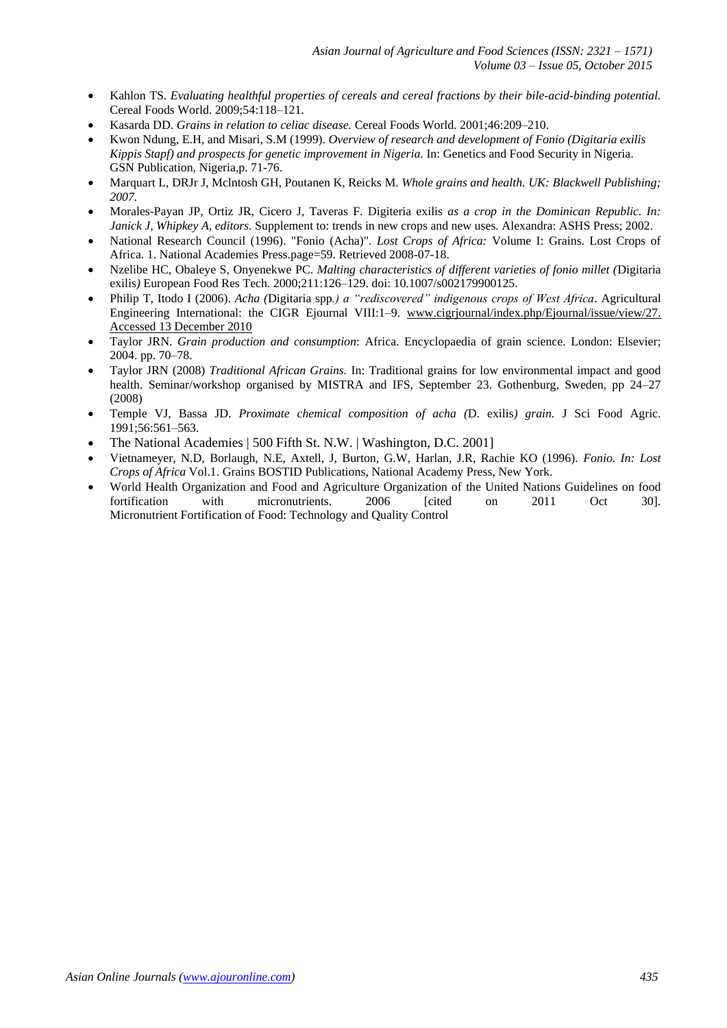- Kahlon TS. *Evaluating healthful properties of cereals and cereal fractions by their bile-acid-binding potential.* Cereal Foods World. 2009;54:118–121.
- Kasarda DD. *Grains in relation to celiac disease.* Cereal Foods World. 2001;46:209–210.
- Kwon Ndung, E.H, and Misari, S.M (1999). *Overview of research and development of Fonio (Digitaria exilis Kippis Stapf) and prospects for genetic improvement in Nigeria.* In: Genetics and Food Security in Nigeria. GSN Publication, Nigeria,p. 71-76.
- Marquart L, DRJr J, Mclntosh GH, Poutanen K, Reicks M. *Whole grains and health. UK: Blackwell Publishing; 2007.*
- Morales-Payan JP, Ortiz JR, Cicero J, Taveras F. Digiteria exilis *as a crop in the Dominican Republic. In: Janick J, Whipkey A, editors.* Supplement to: trends in new crops and new uses. Alexandra: ASHS Press; 2002.
- National Research Council (1996). "Fonio (Acha)". *Lost Crops of Africa:* Volume I: Grains. Lost Crops of Africa. 1. National Academies Press.page=59. Retrieved 2008-07-18.
- Nzelibe HC, Obaleye S, Onyenekwe PC. *Malting characteristics of different varieties of fonio millet (*Digitaria exilis*)* European Food Res Tech. 2000;211:126–129. doi: 10.1007/s002179900125.
- Philip T, Itodo I (2006). *Acha (*Digitaria spp*.) a "rediscovered" indigenous crops of West Africa*. Agricultural Engineering International: the CIGR Ejournal VIII:1–9. www.cigrjournal/index.php/Ejournal/issue/view/27. Accessed 13 December 2010
- Taylor JRN. *Grain production and consumption*: Africa. Encyclopaedia of grain science. London: Elsevier; 2004. pp. 70–78.
- Taylor JRN (2008) *Traditional African Grains.* In: Traditional grains for low environmental impact and good health. Seminar/workshop organised by MISTRA and IFS, September 23. Gothenburg, Sweden, pp 24–27 (2008)
- Temple VJ, Bassa JD. *Proximate chemical composition of acha (*D. exilis*) grain.* J Sci Food Agric. 1991;56:561–563.
- The National Academies | 500 Fifth St. N.W. | Washington, D.C. 2001]
- Vietnameyer, N.D, Borlaugh, N.E, Axtell, J, Burton, G.W, Harlan, J.R, Rachie KO (1996). *Fonio. In: Lost Crops of Africa* Vol.1. Grains BOSTID Publications, National Academy Press, New York.
- World Health Organization and Food and Agriculture Organization of the United Nations Guidelines on food fortification with micronutrients. 2006 [cited on 2011 Oct 30]. Micronutrient Fortification of Food: Technology and Quality Control